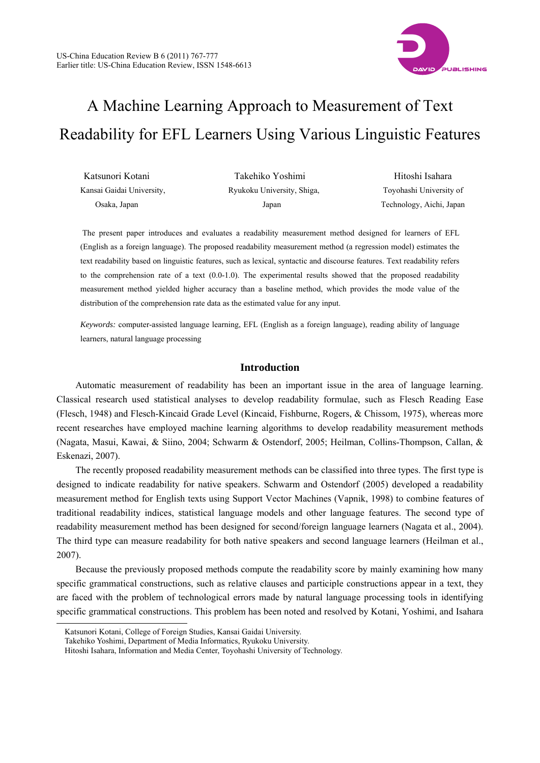# A Machine Learning Approach to Measurement of Text Readability for EFL Learners Using Various Linguistic Features

Katsunori Kotani
Kansai Gaidai University, Osaka, Japan

Takehiko Yoshimi
Ryukoku University, Shiga, Japan

Hitoshi Isahara
Toyohashi University of Technology, Aichi, Japan

The present paper introduces and evaluates a readability measurement method designed for learners of EFL (English as a foreign language). The proposed readability measurement method (a regression model) estimates the text readability based on linguistic features, such as lexical, syntactic and discourse features. Text readability refers to the comprehension rate of a text (0.0-1.0). The experimental results showed that the proposed readability measurement method yielded higher accuracy than a baseline method, which provides the mode value of the distribution of the comprehension rate data as the estimated value for any input.

*Keywords:* computer-assisted language learning, EFL (English as a foreign language), reading ability of language learners, natural language processing

## Introduction

Automatic measurement of readability has been an important issue in the area of language learning. Classical research used statistical analyses to develop readability formulae, such as Flesch Reading Ease (Flesch, 1948) and Flesch-Kincaid Grade Level (Kincaid, Fishburne, Rogers, & Chissom, 1975), whereas more recent researches have employed machine learning algorithms to develop readability measurement methods (Nagata, Masui, Kawai, & Siino, 2004; Schwarm & Ostendorf, 2005; Heilman, Collins-Thompson, Callan, & Eskenazi, 2007).

The recently proposed readability measurement methods can be classified into three types. The first type is designed to indicate readability for native speakers. Schwarm and Ostendorf (2005) developed a readability measurement method for English texts using Support Vector Machines (Vapnik, 1998) to combine features of traditional readability indices, statistical language models and other language features. The second type of readability measurement method has been designed for second/foreign language learners (Nagata et al., 2004). The third type can measure readability for both native speakers and second language learners (Heilman et al., 2007).

Because the previously proposed methods compute the readability score by mainly examining how many specific grammatical constructions, such as relative clauses and participle constructions appear in a text, they are faced with the problem of technological errors made by natural language processing tools in identifying specific grammatical constructions. This problem has been noted and resolved by Kotani, Yoshimi, and Isahara

---

Katsunori Kotani, College of Foreign Studies, Kansai Gaidai University.
Takehiko Yoshimi, Department of Media Informatics, Ryukoku University.
Hitoshi Isahara, Information and Media Center, Toyohashi University of Technology.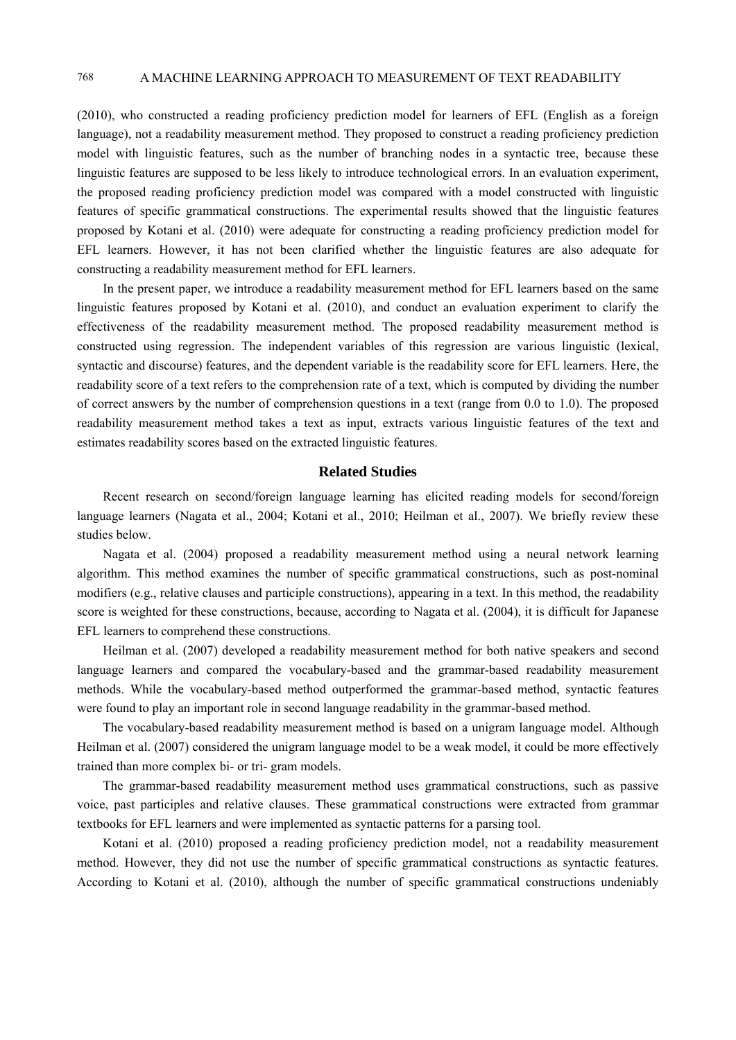(2010), who constructed a reading proficiency prediction model for learners of EFL (English as a foreign language), not a readability measurement method. They proposed to construct a reading proficiency prediction model with linguistic features, such as the number of branching nodes in a syntactic tree, because these linguistic features are supposed to be less likely to introduce technological errors. In an evaluation experiment, the proposed reading proficiency prediction model was compared with a model constructed with linguistic features of specific grammatical constructions. The experimental results showed that the linguistic features proposed by Kotani et al. (2010) were adequate for constructing a reading proficiency prediction model for EFL learners. However, it has not been clarified whether the linguistic features are also adequate for constructing a readability measurement method for EFL learners.

In the present paper, we introduce a readability measurement method for EFL learners based on the same linguistic features proposed by Kotani et al. (2010), and conduct an evaluation experiment to clarify the effectiveness of the readability measurement method. The proposed readability measurement method is constructed using regression. The independent variables of this regression are various linguistic (lexical, syntactic and discourse) features, and the dependent variable is the readability score for EFL learners. Here, the readability score of a text refers to the comprehension rate of a text, which is computed by dividing the number of correct answers by the number of comprehension questions in a text (range from 0.0 to 1.0). The proposed readability measurement method takes a text as input, extracts various linguistic features of the text and estimates readability scores based on the extracted linguistic features.

## Related Studies

Recent research on second/foreign language learning has elicited reading models for second/foreign language learners (Nagata et al., 2004; Kotani et al., 2010; Heilman et al., 2007). We briefly review these studies below.

Nagata et al. (2004) proposed a readability measurement method using a neural network learning algorithm. This method examines the number of specific grammatical constructions, such as post-nominal modifiers (e.g., relative clauses and participle constructions), appearing in a text. In this method, the readability score is weighted for these constructions, because, according to Nagata et al. (2004), it is difficult for Japanese EFL learners to comprehend these constructions.

Heilman et al. (2007) developed a readability measurement method for both native speakers and second language learners and compared the vocabulary-based and the grammar-based readability measurement methods. While the vocabulary-based method outperformed the grammar-based method, syntactic features were found to play an important role in second language readability in the grammar-based method.

The vocabulary-based readability measurement method is based on a unigram language model. Although Heilman et al. (2007) considered the unigram language model to be a weak model, it could be more effectively trained than more complex bi- or tri- gram models.

The grammar-based readability measurement method uses grammatical constructions, such as passive voice, past participles and relative clauses. These grammatical constructions were extracted from grammar textbooks for EFL learners and were implemented as syntactic patterns for a parsing tool.

Kotani et al. (2010) proposed a reading proficiency prediction model, not a readability measurement method. However, they did not use the number of specific grammatical constructions as syntactic features. According to Kotani et al. (2010), although the number of specific grammatical constructions undeniably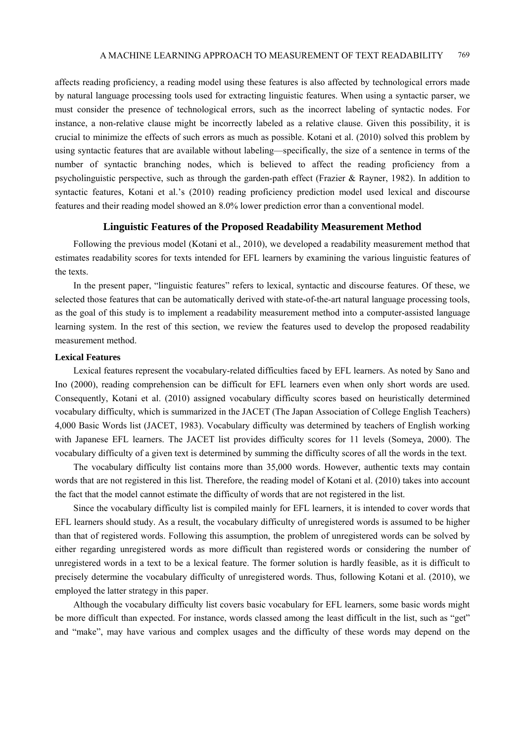affects reading proficiency, a reading model using these features is also affected by technological errors made by natural language processing tools used for extracting linguistic features. When using a syntactic parser, we must consider the presence of technological errors, such as the incorrect labeling of syntactic nodes. For instance, a non-relative clause might be incorrectly labeled as a relative clause. Given this possibility, it is crucial to minimize the effects of such errors as much as possible. Kotani et al. (2010) solved this problem by using syntactic features that are available without labeling—specifically, the size of a sentence in terms of the number of syntactic branching nodes, which is believed to affect the reading proficiency from a psycholinguistic perspective, such as through the garden-path effect (Frazier & Rayner, 1982). In addition to syntactic features, Kotani et al.'s (2010) reading proficiency prediction model used lexical and discourse features and their reading model showed an 8.0% lower prediction error than a conventional model.

## Linguistic Features of the Proposed Readability Measurement Method

Following the previous model (Kotani et al., 2010), we developed a readability measurement method that estimates readability scores for texts intended for EFL learners by examining the various linguistic features of the texts.

In the present paper, "linguistic features" refers to lexical, syntactic and discourse features. Of these, we selected those features that can be automatically derived with state-of-the-art natural language processing tools, as the goal of this study is to implement a readability measurement method into a computer-assisted language learning system. In the rest of this section, we review the features used to develop the proposed readability measurement method.

### Lexical Features

Lexical features represent the vocabulary-related difficulties faced by EFL learners. As noted by Sano and Ino (2000), reading comprehension can be difficult for EFL learners even when only short words are used. Consequently, Kotani et al. (2010) assigned vocabulary difficulty scores based on heuristically determined vocabulary difficulty, which is summarized in the JACET (The Japan Association of College English Teachers) 4,000 Basic Words list (JACET, 1983). Vocabulary difficulty was determined by teachers of English working with Japanese EFL learners. The JACET list provides difficulty scores for 11 levels (Someya, 2000). The vocabulary difficulty of a given text is determined by summing the difficulty scores of all the words in the text.

The vocabulary difficulty list contains more than 35,000 words. However, authentic texts may contain words that are not registered in this list. Therefore, the reading model of Kotani et al. (2010) takes into account the fact that the model cannot estimate the difficulty of words that are not registered in the list.

Since the vocabulary difficulty list is compiled mainly for EFL learners, it is intended to cover words that EFL learners should study. As a result, the vocabulary difficulty of unregistered words is assumed to be higher than that of registered words. Following this assumption, the problem of unregistered words can be solved by either regarding unregistered words as more difficult than registered words or considering the number of unregistered words in a text to be a lexical feature. The former solution is hardly feasible, as it is difficult to precisely determine the vocabulary difficulty of unregistered words. Thus, following Kotani et al. (2010), we employed the latter strategy in this paper.

Although the vocabulary difficulty list covers basic vocabulary for EFL learners, some basic words might be more difficult than expected. For instance, words classed among the least difficult in the list, such as "get" and "make", may have various and complex usages and the difficulty of these words may depend on the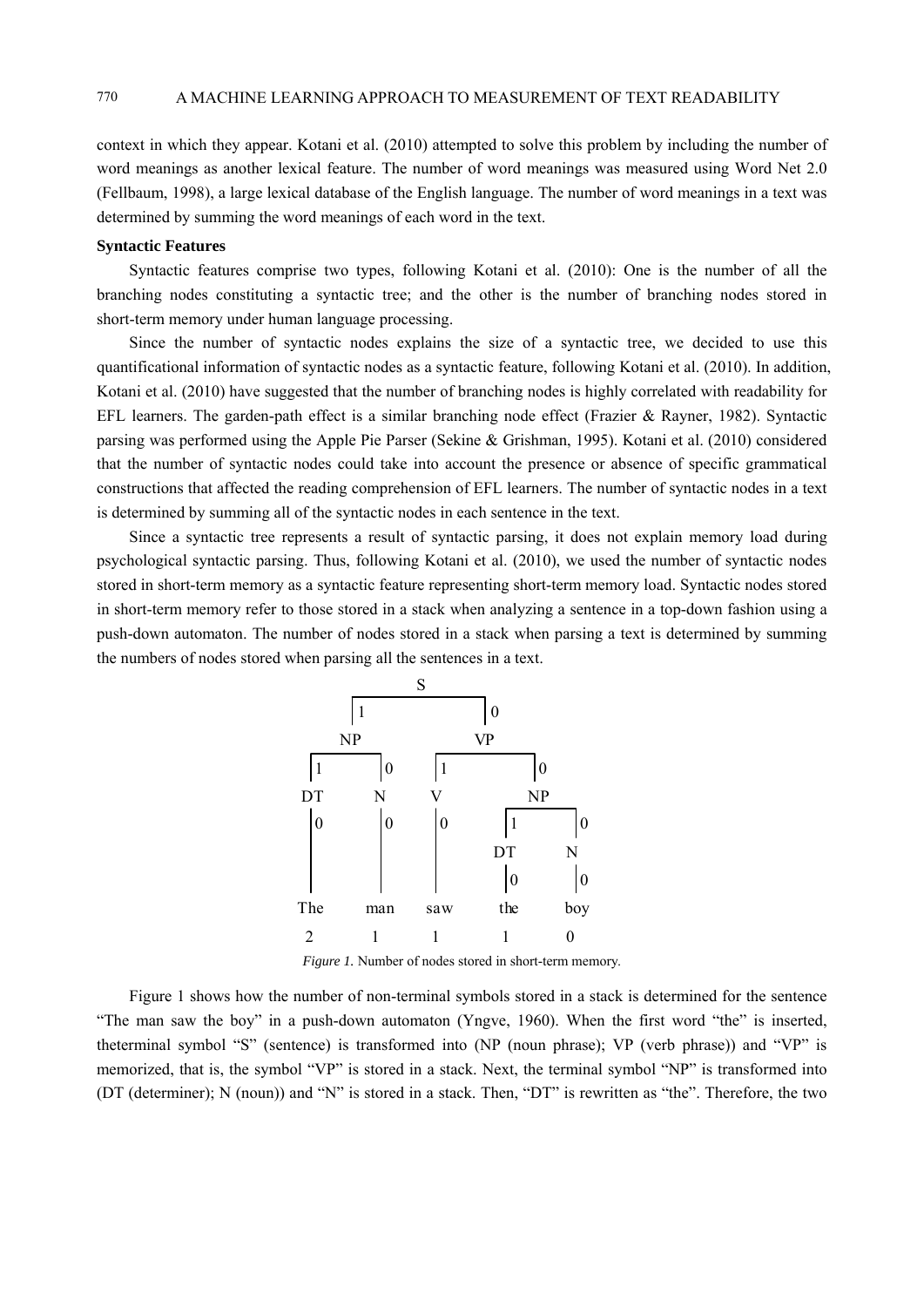context in which they appear. Kotani et al. (2010) attempted to solve this problem by including the number of word meanings as another lexical feature. The number of word meanings was measured using Word Net 2.0 (Fellbaum, 1998), a large lexical database of the English language. The number of word meanings in a text was determined by summing the word meanings of each word in the text.

**Syntactic Features**

Syntactic features comprise two types, following Kotani et al. (2010): One is the number of all the branching nodes constituting a syntactic tree; and the other is the number of branching nodes stored in short-term memory under human language processing.

Since the number of syntactic nodes explains the size of a syntactic tree, we decided to use this quantificational information of syntactic nodes as a syntactic feature, following Kotani et al. (2010). In addition, Kotani et al. (2010) have suggested that the number of branching nodes is highly correlated with readability for EFL learners. The garden-path effect is a similar branching node effect (Frazier & Rayner, 1982). Syntactic parsing was performed using the Apple Pie Parser (Sekine & Grishman, 1995). Kotani et al. (2010) considered that the number of syntactic nodes could take into account the presence or absence of specific grammatical constructions that affected the reading comprehension of EFL learners. The number of syntactic nodes in a text is determined by summing all of the syntactic nodes in each sentence in the text.

Since a syntactic tree represents a result of syntactic parsing, it does not explain memory load during psychological syntactic parsing. Thus, following Kotani et al. (2010), we used the number of syntactic nodes stored in short-term memory as a syntactic feature representing short-term memory load. Syntactic nodes stored in short-term memory refer to those stored in a stack when analyzing a sentence in a top-down fashion using a push-down automaton. The number of nodes stored in a stack when parsing a text is determined by summing the numbers of nodes stored when parsing all the sentences in a text.

```
                S
         ┌──────┴──────┐
         1             0
        NP             VP
     ┌───┴───┐     ┌───┴─────┐
     1       0     1         0
    DT       N     V         NP
     0       0     0      ┌───┴───┐
     |       |     |      1       0
     |       |     |     DT       N
     |       |     |      0       0
    The     man   saw    the     boy
     2       1     1      1       0
```

*Figure 1.* Number of nodes stored in short-term memory.

Figure 1 shows how the number of non-terminal symbols stored in a stack is determined for the sentence "The man saw the boy" in a push-down automaton (Yngve, 1960). When the first word "the" is inserted, theterminal symbol "S" (sentence) is transformed into (NP (noun phrase); VP (verb phrase)) and "VP" is memorized, that is, the symbol "VP" is stored in a stack. Next, the terminal symbol "NP" is transformed into (DT (determiner); N (noun)) and "N" is stored in a stack. Then, "DT" is rewritten as "the". Therefore, the two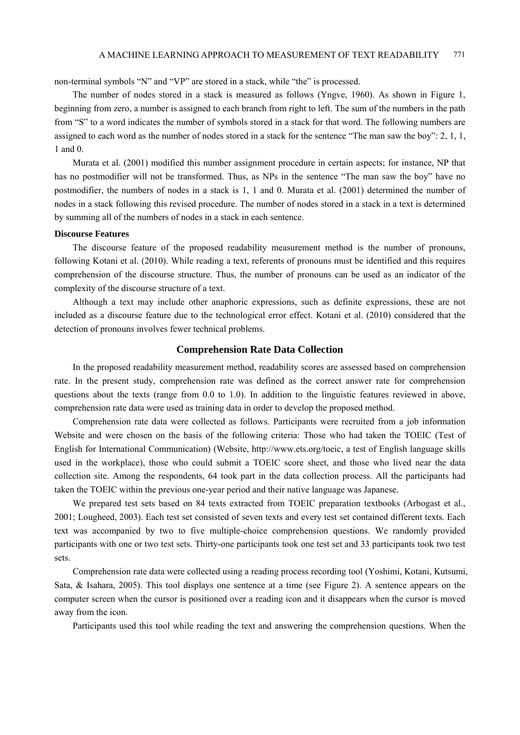non-terminal symbols "N" and "VP" are stored in a stack, while "the" is processed.

The number of nodes stored in a stack is measured as follows (Yngve, 1960). As shown in Figure 1, beginning from zero, a number is assigned to each branch from right to left. The sum of the numbers in the path from "S" to a word indicates the number of symbols stored in a stack for that word. The following numbers are assigned to each word as the number of nodes stored in a stack for the sentence "The man saw the boy": 2, 1, 1, 1 and 0.

Murata et al. (2001) modified this number assignment procedure in certain aspects; for instance, NP that has no postmodifier will not be transformed. Thus, as NPs in the sentence "The man saw the boy" have no postmodifier, the numbers of nodes in a stack is 1, 1 and 0. Murata et al. (2001) determined the number of nodes in a stack following this revised procedure. The number of nodes stored in a stack in a text is determined by summing all of the numbers of nodes in a stack in each sentence.

**Discourse Features**

The discourse feature of the proposed readability measurement method is the number of pronouns, following Kotani et al. (2010). While reading a text, referents of pronouns must be identified and this requires comprehension of the discourse structure. Thus, the number of pronouns can be used as an indicator of the complexity of the discourse structure of a text.

Although a text may include other anaphoric expressions, such as definite expressions, these are not included as a discourse feature due to the technological error effect. Kotani et al. (2010) considered that the detection of pronouns involves fewer technical problems.

## Comprehension Rate Data Collection

In the proposed readability measurement method, readability scores are assessed based on comprehension rate. In the present study, comprehension rate was defined as the correct answer rate for comprehension questions about the texts (range from 0.0 to 1.0). In addition to the linguistic features reviewed in above, comprehension rate data were used as training data in order to develop the proposed method.

Comprehension rate data were collected as follows. Participants were recruited from a job information Website and were chosen on the basis of the following criteria: Those who had taken the TOEIC (Test of English for International Communication) (Website, http://www.ets.org/toeic, a test of English language skills used in the workplace), those who could submit a TOEIC score sheet, and those who lived near the data collection site. Among the respondents, 64 took part in the data collection process. All the participants had taken the TOEIC within the previous one-year period and their native language was Japanese.

We prepared test sets based on 84 texts extracted from TOEIC preparation textbooks (Arbogast et al., 2001; Lougheed, 2003). Each test set consisted of seven texts and every test set contained different texts. Each text was accompanied by two to five multiple-choice comprehension questions. We randomly provided participants with one or two test sets. Thirty-one participants took one test set and 33 participants took two test sets.

Comprehension rate data were collected using a reading process recording tool (Yoshimi, Kotani, Kutsumi, Sata, & Isahara, 2005). This tool displays one sentence at a time (see Figure 2). A sentence appears on the computer screen when the cursor is positioned over a reading icon and it disappears when the cursor is moved away from the icon.

Participants used this tool while reading the text and answering the comprehension questions. When the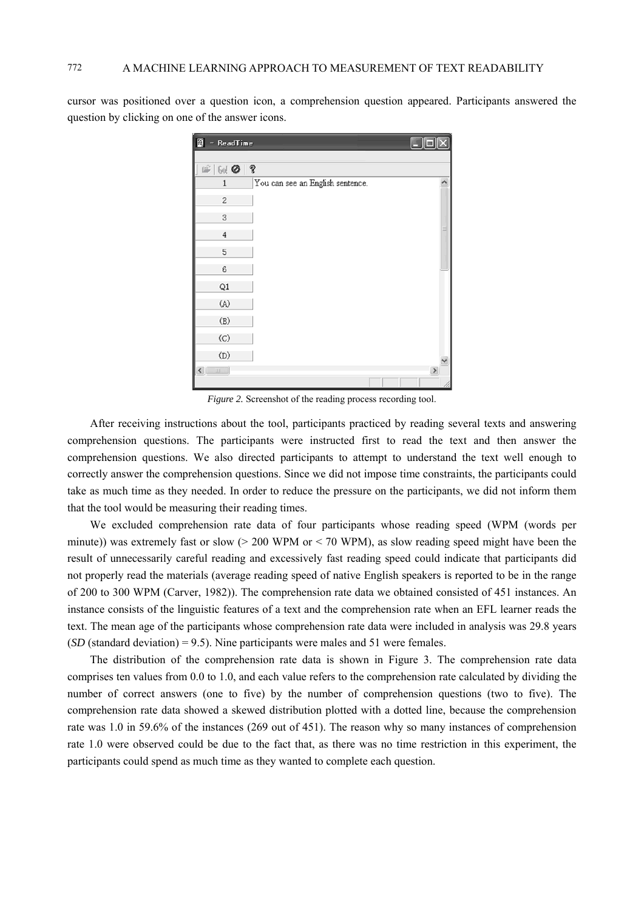cursor was positioned over a question icon, a comprehension question appeared. Participants answered the question by clicking on one of the answer icons.

*Figure 2.* Screenshot of the reading process recording tool.

After receiving instructions about the tool, participants practiced by reading several texts and answering comprehension questions. The participants were instructed first to read the text and then answer the comprehension questions. We also directed participants to attempt to understand the text well enough to correctly answer the comprehension questions. Since we did not impose time constraints, the participants could take as much time as they needed. In order to reduce the pressure on the participants, we did not inform them that the tool would be measuring their reading times.

We excluded comprehension rate data of four participants whose reading speed (WPM (words per minute)) was extremely fast or slow (> 200 WPM or < 70 WPM), as slow reading speed might have been the result of unnecessarily careful reading and excessively fast reading speed could indicate that participants did not properly read the materials (average reading speed of native English speakers is reported to be in the range of 200 to 300 WPM (Carver, 1982)). The comprehension rate data we obtained consisted of 451 instances. An instance consists of the linguistic features of a text and the comprehension rate when an EFL learner reads the text. The mean age of the participants whose comprehension rate data were included in analysis was 29.8 years (*SD* (standard deviation) = 9.5). Nine participants were males and 51 were females.

The distribution of the comprehension rate data is shown in Figure 3. The comprehension rate data comprises ten values from 0.0 to 1.0, and each value refers to the comprehension rate calculated by dividing the number of correct answers (one to five) by the number of comprehension questions (two to five). The comprehension rate data showed a skewed distribution plotted with a dotted line, because the comprehension rate was 1.0 in 59.6% of the instances (269 out of 451). The reason why so many instances of comprehension rate 1.0 were observed could be due to the fact that, as there was no time restriction in this experiment, the participants could spend as much time as they wanted to complete each question.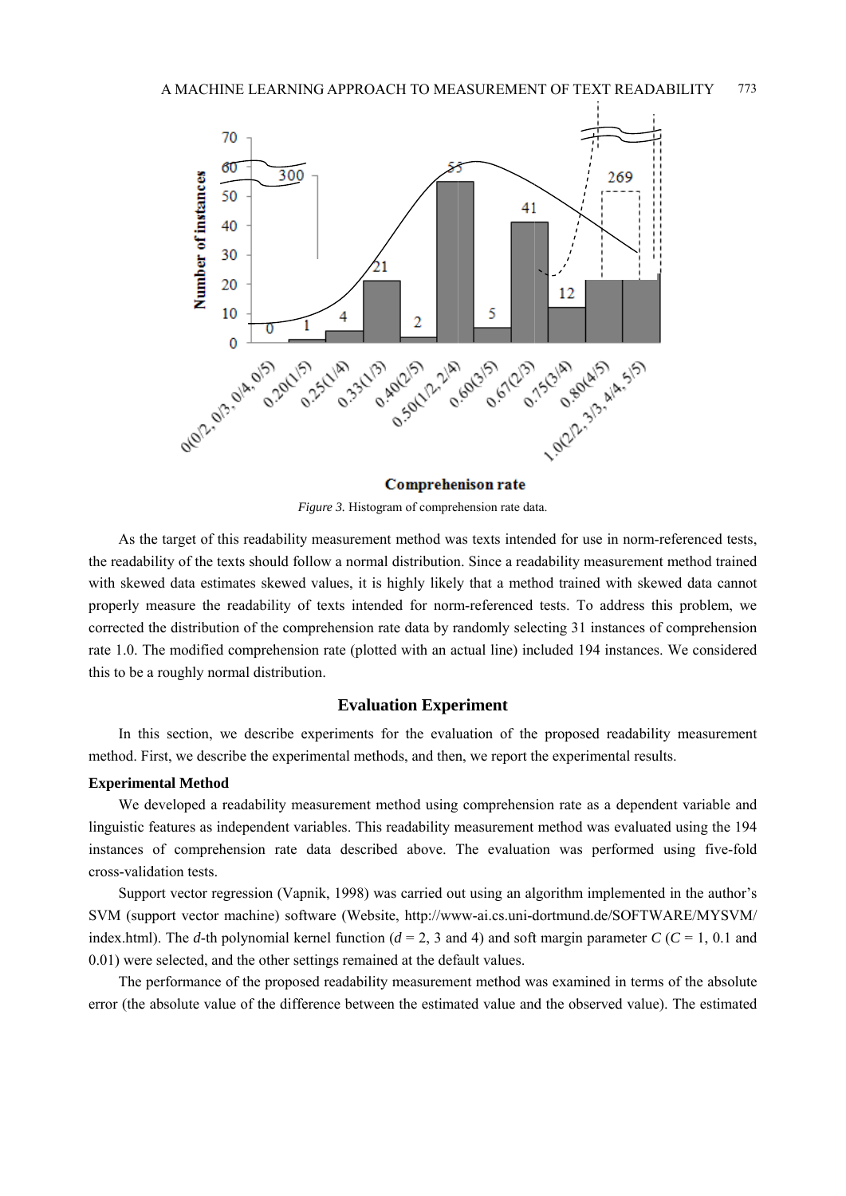*Figure 3.* Histogram of comprehension rate data.

As the target of this readability measurement method was texts intended for use in norm-referenced tests, the readability of the texts should follow a normal distribution. Since a readability measurement method trained with skewed data estimates skewed values, it is highly likely that a method trained with skewed data cannot properly measure the readability of texts intended for norm-referenced tests. To address this problem, we corrected the distribution of the comprehension rate data by randomly selecting 31 instances of comprehension rate 1.0. The modified comprehension rate (plotted with an actual line) included 194 instances. We considered this to be a roughly normal distribution.

## Evaluation Experiment

In this section, we describe experiments for the evaluation of the proposed readability measurement method. First, we describe the experimental methods, and then, we report the experimental results.

### Experimental Method

We developed a readability measurement method using comprehension rate as a dependent variable and linguistic features as independent variables. This readability measurement method was evaluated using the 194 instances of comprehension rate data described above. The evaluation was performed using five-fold cross-validation tests.

Support vector regression (Vapnik, 1998) was carried out using an algorithm implemented in the author's SVM (support vector machine) software (Website, http://www-ai.cs.uni-dortmund.de/SOFTWARE/MYSVM/index.html). The $d$-th polynomial kernel function ($d$ = 2, 3 and 4) and soft margin parameter $C$ ($C$ = 1, 0.1 and 0.01) were selected, and the other settings remained at the default values.

The performance of the proposed readability measurement method was examined in terms of the absolute error (the absolute value of the difference between the estimated value and the observed value). The estimated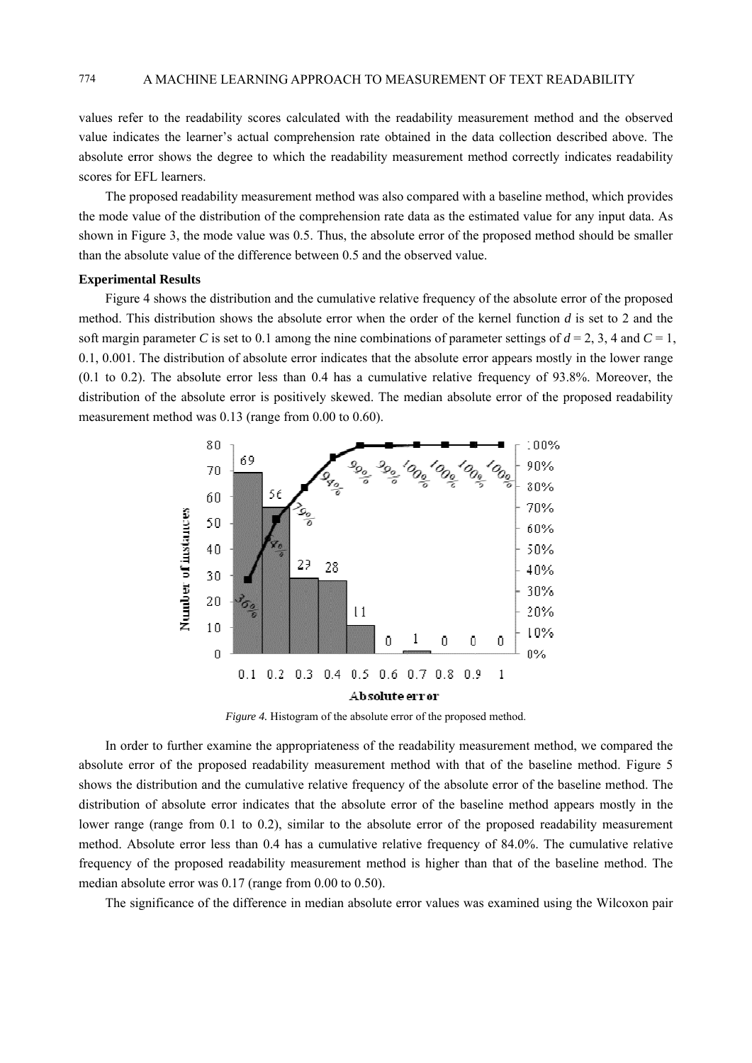values refer to the readability scores calculated with the readability measurement method and the observed value indicates the learner's actual comprehension rate obtained in the data collection described above. The absolute error shows the degree to which the readability measurement method correctly indicates readability scores for EFL learners.

The proposed readability measurement method was also compared with a baseline method, which provides the mode value of the distribution of the comprehension rate data as the estimated value for any input data. As shown in Figure 3, the mode value was 0.5. Thus, the absolute error of the proposed method should be smaller than the absolute value of the difference between 0.5 and the observed value.

**Experimental Results**

Figure 4 shows the distribution and the cumulative relative frequency of the absolute error of the proposed method. This distribution shows the absolute error when the order of the kernel function $d$ is set to 2 and the soft margin parameter $C$ is set to 0.1 among the nine combinations of parameter settings of $d = 2, 3, 4$ and $C = 1, 0.1, 0.001$. The distribution of absolute error indicates that the absolute error appears mostly in the lower range (0.1 to 0.2). The absolute error less than 0.4 has a cumulative relative frequency of 93.8%. Moreover, the distribution of the absolute error is positively skewed. The median absolute error of the proposed readability measurement method was 0.13 (range from 0.00 to 0.60).

*Figure 4.* Histogram of the absolute error of the proposed method.

In order to further examine the appropriateness of the readability measurement method, we compared the absolute error of the proposed readability measurement method with that of the baseline method. Figure 5 shows the distribution and the cumulative relative frequency of the absolute error of the baseline method. The distribution of absolute error indicates that the absolute error of the baseline method appears mostly in the lower range (range from 0.1 to 0.2), similar to the absolute error of the proposed readability measurement method. Absolute error less than 0.4 has a cumulative relative frequency of 84.0%. The cumulative relative frequency of the proposed readability measurement method is higher than that of the baseline method. The median absolute error was 0.17 (range from 0.00 to 0.50).

The significance of the difference in median absolute error values was examined using the Wilcoxon pair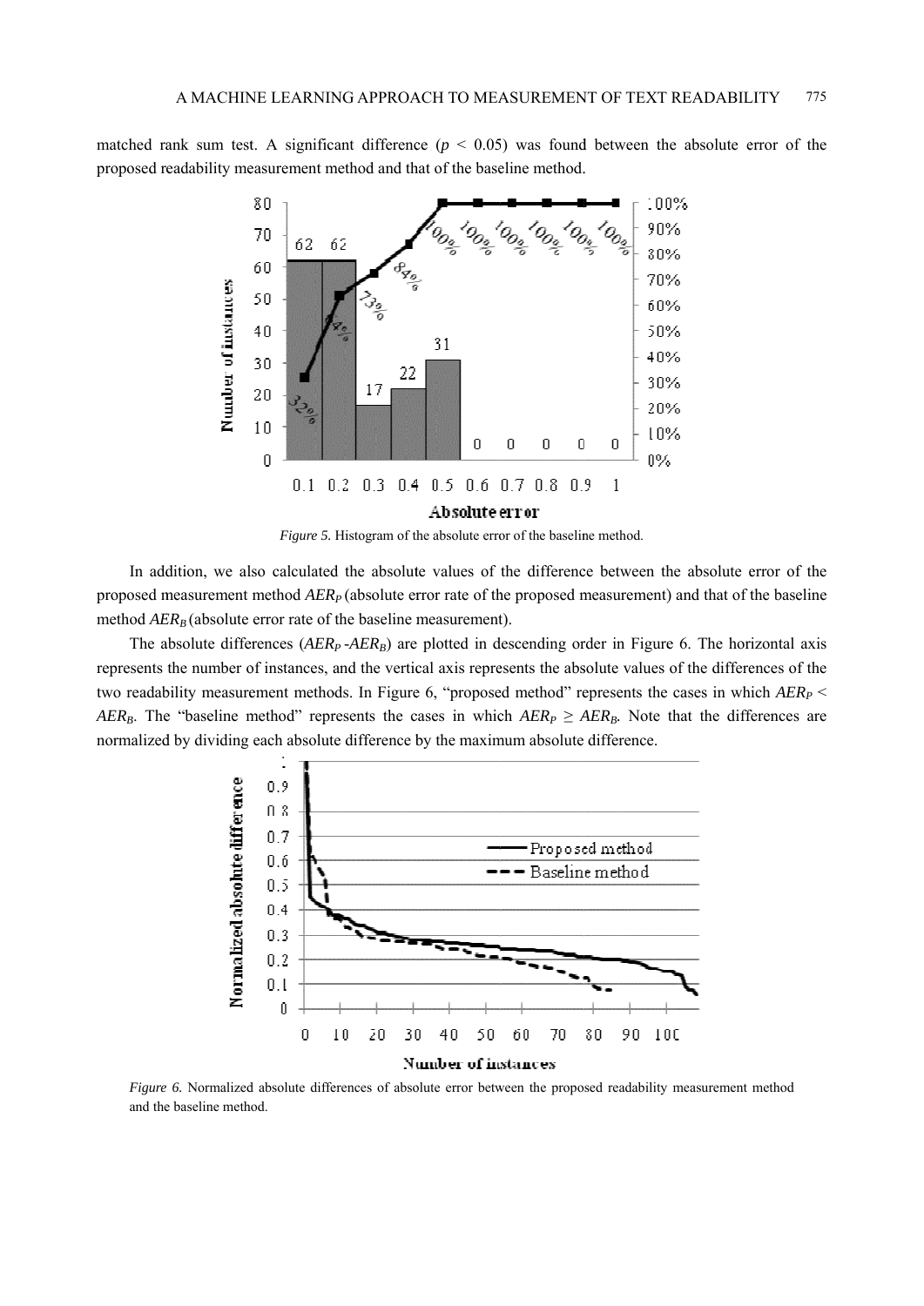matched rank sum test. A significant difference ($p < 0.05$) was found between the absolute error of the proposed readability measurement method and that of the baseline method.

*Figure 5.* Histogram of the absolute error of the baseline method.

In addition, we also calculated the absolute values of the difference between the absolute error of the proposed measurement method $AER_P$ (absolute error rate of the proposed measurement) and that of the baseline method $AER_B$ (absolute error rate of the baseline measurement).

The absolute differences ($AER_P$ -$AER_B$) are plotted in descending order in Figure 6. The horizontal axis represents the number of instances, and the vertical axis represents the absolute values of the differences of the two readability measurement methods. In Figure 6, "proposed method" represents the cases in which $AER_P < AER_B$. The "baseline method" represents the cases in which $AER_P \geq AER_B$. Note that the differences are normalized by dividing each absolute difference by the maximum absolute difference.

*Figure 6.* Normalized absolute differences of absolute error between the proposed readability measurement method and the baseline method.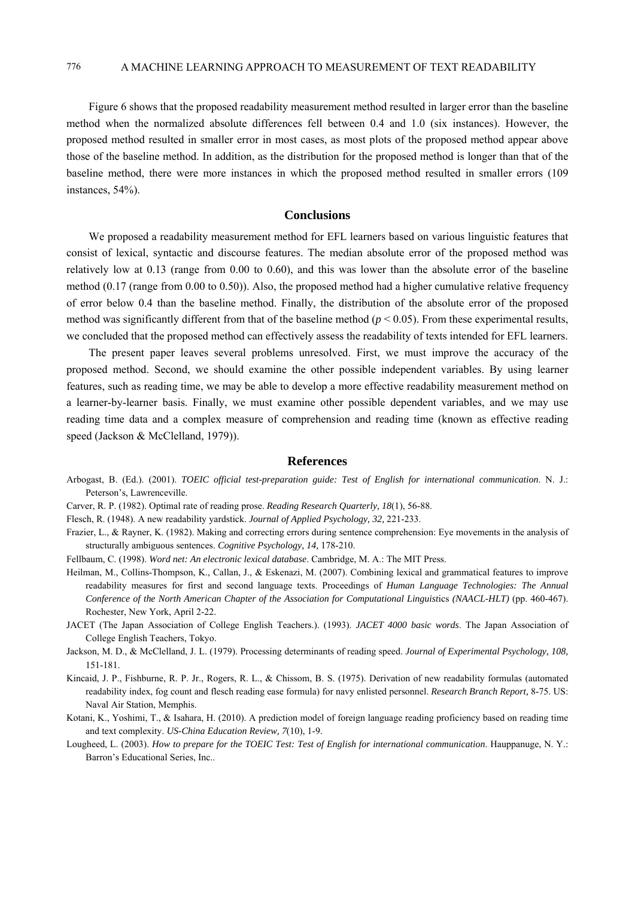Figure 6 shows that the proposed readability measurement method resulted in larger error than the baseline method when the normalized absolute differences fell between 0.4 and 1.0 (six instances). However, the proposed method resulted in smaller error in most cases, as most plots of the proposed method appear above those of the baseline method. In addition, as the distribution for the proposed method is longer than that of the baseline method, there were more instances in which the proposed method resulted in smaller errors (109 instances, 54%).

## Conclusions

We proposed a readability measurement method for EFL learners based on various linguistic features that consist of lexical, syntactic and discourse features. The median absolute error of the proposed method was relatively low at 0.13 (range from 0.00 to 0.60), and this was lower than the absolute error of the baseline method (0.17 (range from 0.00 to 0.50)). Also, the proposed method had a higher cumulative relative frequency of error below 0.4 than the baseline method. Finally, the distribution of the absolute error of the proposed method was significantly different from that of the baseline method ($p < 0.05$). From these experimental results, we concluded that the proposed method can effectively assess the readability of texts intended for EFL learners.

The present paper leaves several problems unresolved. First, we must improve the accuracy of the proposed method. Second, we should examine the other possible independent variables. By using learner features, such as reading time, we may be able to develop a more effective readability measurement method on a learner-by-learner basis. Finally, we must examine other possible dependent variables, and we may use reading time data and a complex measure of comprehension and reading time (known as effective reading speed (Jackson & McClelland, 1979)).

## References

Arbogast, B. (Ed.). (2001). *TOEIC official test-preparation guide: Test of English for international communication*. N. J.: Peterson's, Lawrenceville.

Carver, R. P. (1982). Optimal rate of reading prose. *Reading Research Quarterly, 18*(1), 56-88.

Flesch, R. (1948). A new readability yardstick. *Journal of Applied Psychology, 32,* 221-233.

Frazier, L., & Rayner, K. (1982). Making and correcting errors during sentence comprehension: Eye movements in the analysis of structurally ambiguous sentences. *Cognitive Psychology, 14,* 178-210.

Fellbaum, C. (1998). *Word net: An electronic lexical database*. Cambridge, M. A.: The MIT Press.

Heilman, M., Collins-Thompson, K., Callan, J., & Eskenazi, M. (2007). Combining lexical and grammatical features to improve readability measures for first and second language texts. Proceedings of *Human Language Technologies: The Annual Conference of the North American Chapter of the Association for Computational Linguist*ics *(NAACL-HLT)* (pp. 460-467). Rochester, New York, April 2-22.

JACET (The Japan Association of College English Teachers.). (1993). *JACET 4000 basic words*. The Japan Association of College English Teachers, Tokyo.

Jackson, M. D., & McClelland, J. L. (1979). Processing determinants of reading speed. *Journal of Experimental Psychology, 108,* 151-181.

Kincaid, J. P., Fishburne, R. P. Jr., Rogers, R. L., & Chissom, B. S. (1975). Derivation of new readability formulas (automated readability index, fog count and flesch reading ease formula) for navy enlisted personnel. *Research Branch Report,* 8-75. US: Naval Air Station, Memphis.

Kotani, K., Yoshimi, T., & Isahara, H. (2010). A prediction model of foreign language reading proficiency based on reading time and text complexity. *US-China Education Review, 7*(10), 1-9.

Lougheed, L. (2003). *How to prepare for the TOEIC Test: Test of English for international communication*. Hauppanuge, N. Y.: Barron's Educational Series, Inc..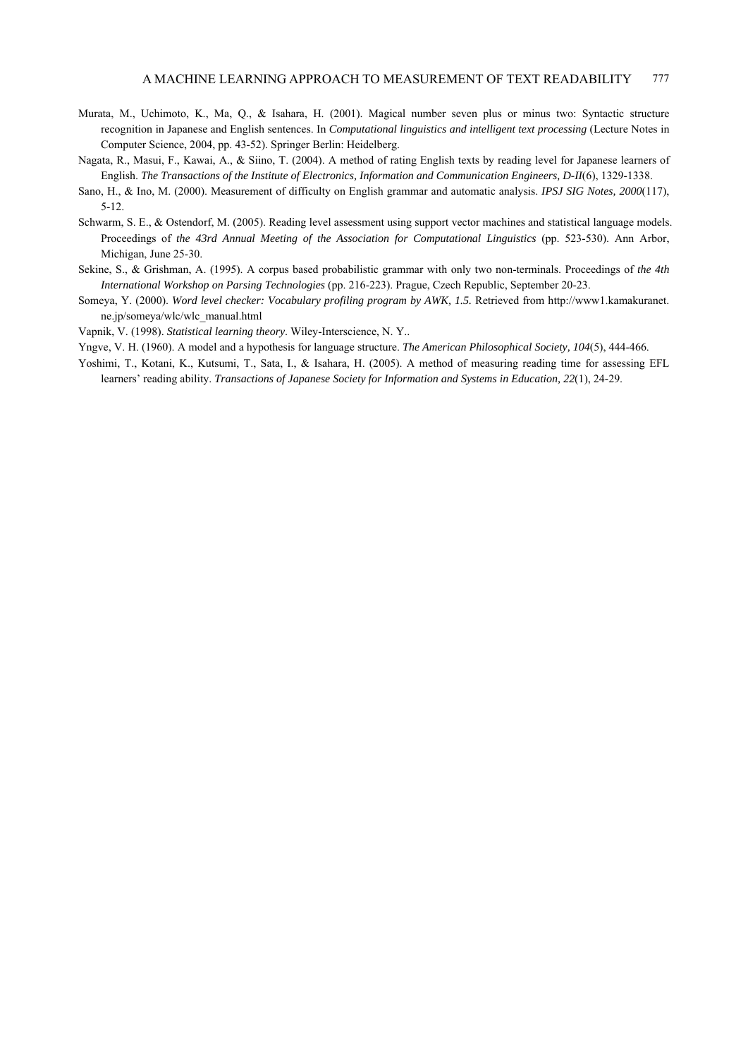Murata, M., Uchimoto, K., Ma, Q., & Isahara, H. (2001). Magical number seven plus or minus two: Syntactic structure recognition in Japanese and English sentences. In *Computational linguistics and intelligent text processing* (Lecture Notes in Computer Science, 2004, pp. 43-52). Springer Berlin: Heidelberg.

Nagata, R., Masui, F., Kawai, A., & Siino, T. (2004). A method of rating English texts by reading level for Japanese learners of English. *The Transactions of the Institute of Electronics, Information and Communication Engineers, D-II*(6), 1329-1338.

Sano, H., & Ino, M. (2000). Measurement of difficulty on English grammar and automatic analysis. *IPSJ SIG Notes, 2000*(117), 5-12.

Schwarm, S. E., & Ostendorf, M. (2005). Reading level assessment using support vector machines and statistical language models. Proceedings of *the 43rd Annual Meeting of the Association for Computational Linguistics* (pp. 523-530). Ann Arbor, Michigan, June 25-30.

Sekine, S., & Grishman, A. (1995). A corpus based probabilistic grammar with only two non-terminals. Proceedings of *the 4th International Workshop on Parsing Technologies* (pp. 216-223). Prague, Czech Republic, September 20-23.

Someya, Y. (2000). *Word level checker: Vocabulary profiling program by AWK, 1.5.* Retrieved from http://www1.kamakuranet.ne.jp/someya/wlc/wlc_manual.html

Vapnik, V. (1998). *Statistical learning theory*. Wiley-Interscience, N. Y..

Yngve, V. H. (1960). A model and a hypothesis for language structure. *The American Philosophical Society, 104*(5), 444-466.

Yoshimi, T., Kotani, K., Kutsumi, T., Sata, I., & Isahara, H. (2005). A method of measuring reading time for assessing EFL learners' reading ability. *Transactions of Japanese Society for Information and Systems in Education, 22*(1), 24-29.